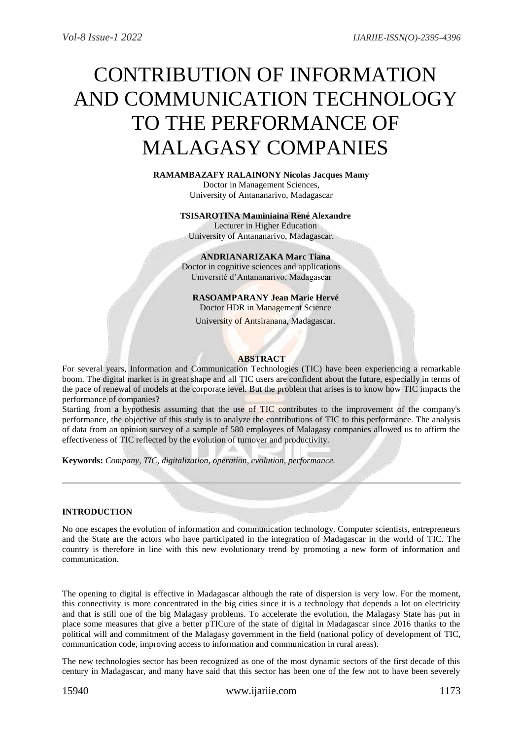# CONTRIBUTION OF INFORMATION AND COMMUNICATION TECHNOLOGY TO THE PERFORMANCE OF MALAGASY COMPANIES

**RAMAMBAZAFY RALAINONY Nicolas Jacques Mamy**
Doctor in Management Sciences,
University of Antananarivo, Madagascar

**TSISAROTINA Maminiaina René Alexandre**
Lecturer in Higher Education
University of Antananarivo, Madagascar.

**ANDRIANARIZAKA Marc Tiana**
Doctor in cognitive sciences and applications
Université d'Antananarivo, Madagascar

**RASOAMPARANY Jean Marie Hervé**
Doctor HDR in Management Science
University of Antsiranana, Madagascar.

## ABSTRACT

For several years, Information and Communication Technologies (TIC) have been experiencing a remarkable boom. The digital market is in great shape and all TIC users are confident about the future, especially in terms of the pace of renewal of models at the corporate level. But the problem that arises is to know how TIC impacts the performance of companies?

Starting from a hypothesis assuming that the use of TIC contributes to the improvement of the company's performance, the objective of this study is to analyze the contributions of TIC to this performance. The analysis of data from an opinion survey of a sample of 580 employees of Malagasy companies allowed us to affirm the effectiveness of TIC reflected by the evolution of turnover and productivity.

**Keywords:** *Company, TIC, digitalization, operation, evolution, performance.*

---

## INTRODUCTION

No one escapes the evolution of information and communication technology. Computer scientists, entrepreneurs and the State are the actors who have participated in the integration of Madagascar in the world of TIC. The country is therefore in line with this new evolutionary trend by promoting a new form of information and communication.

The opening to digital is effective in Madagascar although the rate of dispersion is very low. For the moment, this connectivity is more concentrated in the big cities since it is a technology that depends a lot on electricity and that is still one of the big Malagasy problems. To accelerate the evolution, the Malagasy State has put in place some measures that give a better pTICure of the state of digital in Madagascar since 2016 thanks to the political will and commitment of the Malagasy government in the field (national policy of development of TIC, communication code, improving access to information and communication in rural areas).

The new technologies sector has been recognized as one of the most dynamic sectors of the first decade of this century in Madagascar, and many have said that this sector has been one of the few not to have been severely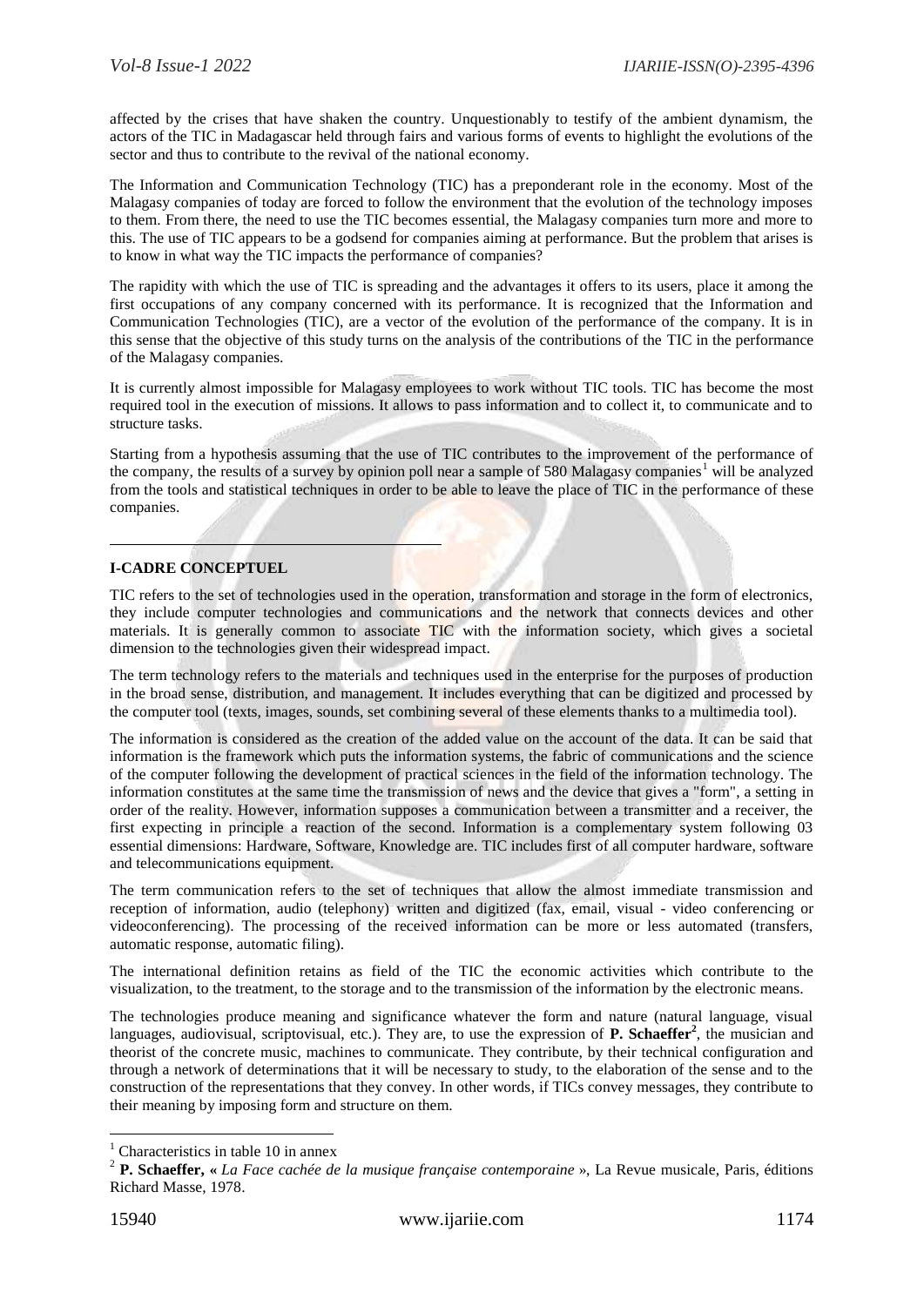affected by the crises that have shaken the country. Unquestionably to testify of the ambient dynamism, the actors of the TIC in Madagascar held through fairs and various forms of events to highlight the evolutions of the sector and thus to contribute to the revival of the national economy.

The Information and Communication Technology (TIC) has a preponderant role in the economy. Most of the Malagasy companies of today are forced to follow the environment that the evolution of the technology imposes to them. From there, the need to use the TIC becomes essential, the Malagasy companies turn more and more to this. The use of TIC appears to be a godsend for companies aiming at performance. But the problem that arises is to know in what way the TIC impacts the performance of companies?

The rapidity with which the use of TIC is spreading and the advantages it offers to its users, place it among the first occupations of any company concerned with its performance. It is recognized that the Information and Communication Technologies (TIC), are a vector of the evolution of the performance of the company. It is in this sense that the objective of this study turns on the analysis of the contributions of the TIC in the performance of the Malagasy companies.

It is currently almost impossible for Malagasy employees to work without TIC tools. TIC has become the most required tool in the execution of missions. It allows to pass information and to collect it, to communicate and to structure tasks.

Starting from a hypothesis assuming that the use of TIC contributes to the improvement of the performance of the company, the results of a survey by opinion poll near a sample of 580 Malagasy companies[1] will be analyzed from the tools and statistical techniques in order to be able to leave the place of TIC in the performance of these companies.

## I-CADRE CONCEPTUEL

TIC refers to the set of technologies used in the operation, transformation and storage in the form of electronics, they include computer technologies and communications and the network that connects devices and other materials. It is generally common to associate TIC with the information society, which gives a societal dimension to the technologies given their widespread impact.

The term technology refers to the materials and techniques used in the enterprise for the purposes of production in the broad sense, distribution, and management. It includes everything that can be digitized and processed by the computer tool (texts, images, sounds, set combining several of these elements thanks to a multimedia tool).

The information is considered as the creation of the added value on the account of the data. It can be said that information is the framework which puts the information systems, the fabric of communications and the science of the computer following the development of practical sciences in the field of the information technology. The information constitutes at the same time the transmission of news and the device that gives a "form", a setting in order of the reality. However, information supposes a communication between a transmitter and a receiver, the first expecting in principle a reaction of the second. Information is a complementary system following 03 essential dimensions: Hardware, Software, Knowledge are. TIC includes first of all computer hardware, software and telecommunications equipment.

The term communication refers to the set of techniques that allow the almost immediate transmission and reception of information, audio (telephony) written and digitized (fax, email, visual - video conferencing or videoconferencing). The processing of the received information can be more or less automated (transfers, automatic response, automatic filing).

The international definition retains as field of the TIC the economic activities which contribute to the visualization, to the treatment, to the storage and to the transmission of the information by the electronic means.

The technologies produce meaning and significance whatever the form and nature (natural language, visual languages, audiovisual, scriptovisual, etc.). They are, to use the expression of **P. Schaeffer**[2], the musician and theorist of the concrete music, machines to communicate. They contribute, by their technical configuration and through a network of determinations that it will be necessary to study, to the elaboration of the sense and to the construction of the representations that they convey. In other words, if TICs convey messages, they contribute to their meaning by imposing form and structure on them.

---

[1] Characteristics in table 10 in annex

[2] **P. Schaeffer, «** *La Face cachée de la musique française contemporaine* », La Revue musicale, Paris, éditions Richard Masse, 1978.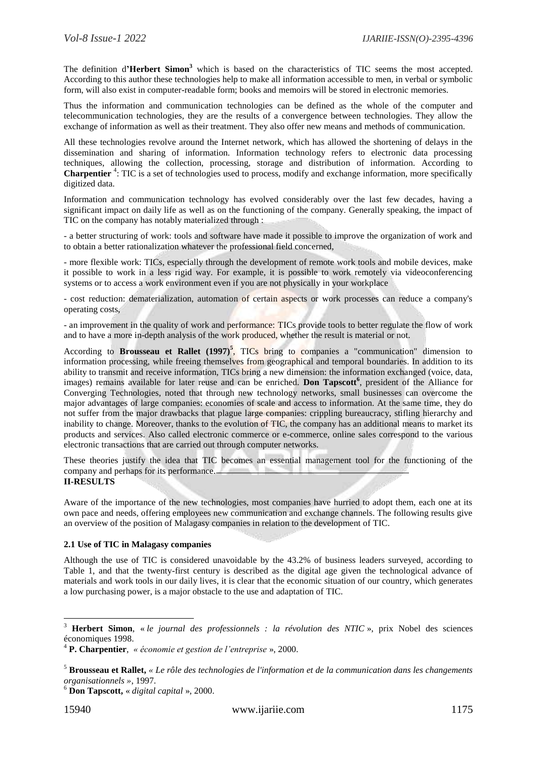The definition d'**Herbert Simon**[3] which is based on the characteristics of TIC seems the most accepted. According to this author these technologies help to make all information accessible to men, in verbal or symbolic form, will also exist in computer-readable form; books and memoirs will be stored in electronic memories.

Thus the information and communication technologies can be defined as the whole of the computer and telecommunication technologies, they are the results of a convergence between technologies. They allow the exchange of information as well as their treatment. They also offer new means and methods of communication.

All these technologies revolve around the Internet network, which has allowed the shortening of delays in the dissemination and sharing of information. Information technology refers to electronic data processing techniques, allowing the collection, processing, storage and distribution of information. According to **Charpentier** [4]: TIC is a set of technologies used to process, modify and exchange information, more specifically digitized data.

Information and communication technology has evolved considerably over the last few decades, having a significant impact on daily life as well as on the functioning of the company. Generally speaking, the impact of TIC on the company has notably materialized through :

- a better structuring of work: tools and software have made it possible to improve the organization of work and to obtain a better rationalization whatever the professional field concerned,
- more flexible work: TICs, especially through the development of remote work tools and mobile devices, make it possible to work in a less rigid way. For example, it is possible to work remotely via videoconferencing systems or to access a work environment even if you are not physically in your workplace
- cost reduction: dematerialization, automation of certain aspects or work processes can reduce a company's operating costs,
- an improvement in the quality of work and performance: TICs provide tools to better regulate the flow of work and to have a more in-depth analysis of the work produced, whether the result is material or not.

According to **Brousseau et Rallet (1997)**[5], TICs bring to companies a "communication" dimension to information processing, while freeing themselves from geographical and temporal boundaries. In addition to its ability to transmit and receive information, TICs bring a new dimension: the information exchanged (voice, data, images) remains available for later reuse and can be enriched. **Don Tapscott**[6], president of the Alliance for Converging Technologies, noted that through new technology networks, small businesses can overcome the major advantages of large companies: economies of scale and access to information. At the same time, they do not suffer from the major drawbacks that plague large companies: crippling bureaucracy, stifling hierarchy and inability to change. Moreover, thanks to the evolution of TIC, the company has an additional means to market its products and services. Also called electronic commerce or e-commerce, online sales correspond to the various electronic transactions that are carried out through computer networks.

These theories justify the idea that TIC becomes an essential management tool for the functioning of the company and perhaps for its performance.

## II-RESULTS

Aware of the importance of the new technologies, most companies have hurried to adopt them, each one at its own pace and needs, offering employees new communication and exchange channels. The following results give an overview of the position of Malagasy companies in relation to the development of TIC.

### 2.1 Use of TIC in Malagasy companies

Although the use of TIC is considered unavoidable by the 43.2% of business leaders surveyed, according to Table 1, and that the twenty-first century is described as the digital age given the technological advance of materials and work tools in our daily lives, it is clear that the economic situation of our country, which generates a low purchasing power, is a major obstacle to the use and adaptation of TIC.

---

[3] **Herbert Simon**, « *le journal des professionnels : la révolution des NTIC* », prix Nobel des sciences économiques 1998.

[4] **P. Charpentier**, *« économie et gestion de l'entreprise* », 2000.

[5] **Brousseau et Rallet,** *« Le rôle des technologies de l'information et de la communication dans les changements organisationnels »*, 1997.

[6] **Don Tapscott,** « *digital capital* », 2000.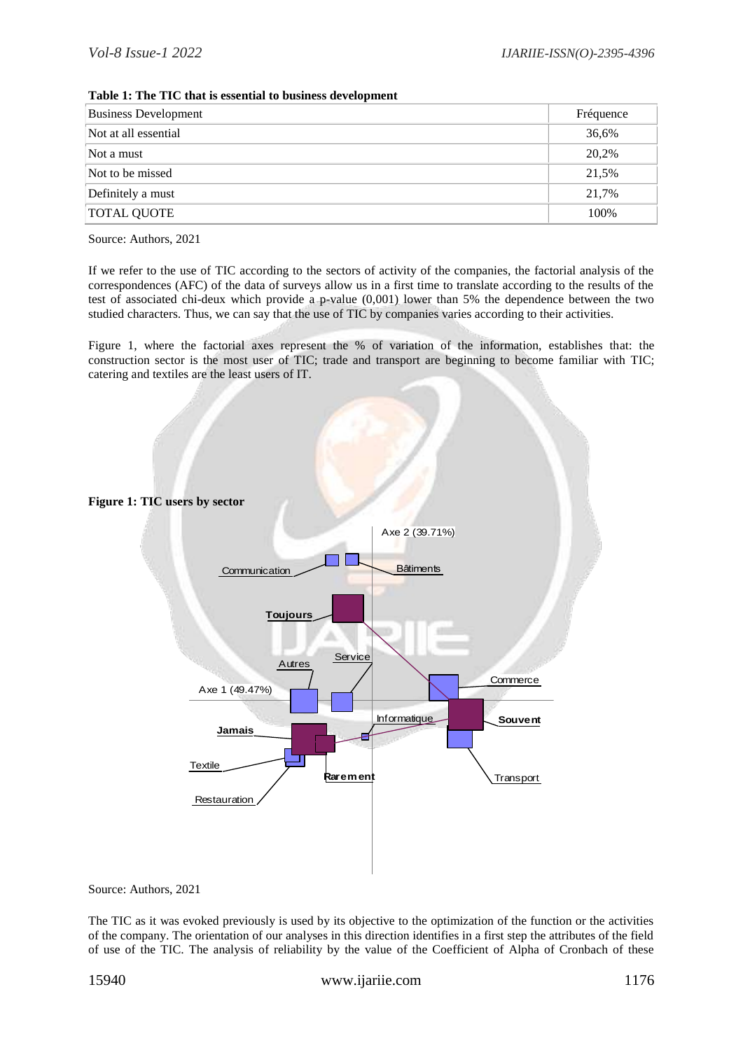**Table 1: The TIC that is essential to business development**

| Business Development | Fréquence |
|---|---|
| Not at all essential | 36,6% |
| Not a must | 20,2% |
| Not to be missed | 21,5% |
| Definitely a must | 21,7% |
| TOTAL QUOTE | 100% |

Source: Authors, 2021

If we refer to the use of TIC according to the sectors of activity of the companies, the factorial analysis of the correspondences (AFC) of the data of surveys allow us in a first time to translate according to the results of the test of associated chi-deux which provide a p-value (0,001) lower than 5% the dependence between the two studied characters. Thus, we can say that the use of TIC by companies varies according to their activities.

Figure 1, where the factorial axes represent the % of variation of the information, establishes that: the construction sector is the most user of TIC; trade and transport are beginning to become familiar with TIC; catering and textiles are the least users of IT.

**Figure 1: TIC users by sector**

Source: Authors, 2021

The TIC as it was evoked previously is used by its objective to the optimization of the function or the activities of the company. The orientation of our analyses in this direction identifies in a first step the attributes of the field of use of the TIC. The analysis of reliability by the value of the Coefficient of Alpha of Cronbach of these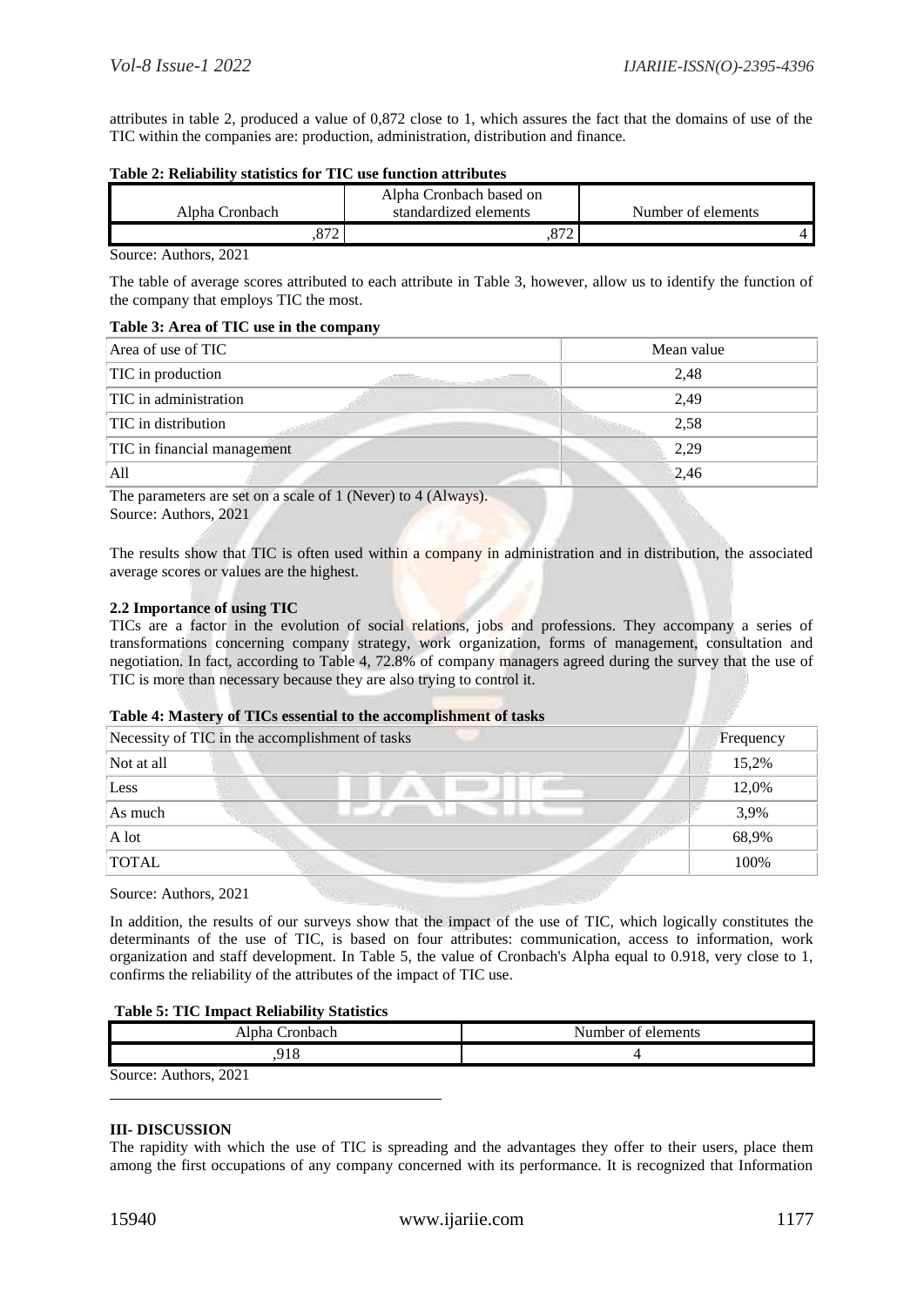attributes in table 2, produced a value of 0,872 close to 1, which assures the fact that the domains of use of the TIC within the companies are: production, administration, distribution and finance.

**Table 2: Reliability statistics for TIC use function attributes**

| Alpha Cronbach | Alpha Cronbach based on standardized elements | Number of elements |
|---|---|---|
| ,872 | ,872 | 4 |

Source: Authors, 2021

The table of average scores attributed to each attribute in Table 3, however, allow us to identify the function of the company that employs TIC the most.

**Table 3: Area of TIC use in the company**

| Area of use of TIC | Mean value |
|---|---|
| TIC in production | 2,48 |
| TIC in administration | 2,49 |
| TIC in distribution | 2,58 |
| TIC in financial management | 2,29 |
| All | 2,46 |

The parameters are set on a scale of 1 (Never) to 4 (Always).
Source: Authors, 2021

The results show that TIC is often used within a company in administration and in distribution, the associated average scores or values are the highest.

**2.2 Importance of using TIC**

TICs are a factor in the evolution of social relations, jobs and professions. They accompany a series of transformations concerning company strategy, work organization, forms of management, consultation and negotiation. In fact, according to Table 4, 72.8% of company managers agreed during the survey that the use of TIC is more than necessary because they are also trying to control it.

**Table 4: Mastery of TICs essential to the accomplishment of tasks**

| Necessity of TIC in the accomplishment of tasks | Frequency |
|---|---|
| Not at all | 15,2% |
| Less | 12,0% |
| As much | 3,9% |
| A lot | 68,9% |
| TOTAL | 100% |

Source: Authors, 2021

In addition, the results of our surveys show that the impact of the use of TIC, which logically constitutes the determinants of the use of TIC, is based on four attributes: communication, access to information, work organization and staff development. In Table 5, the value of Cronbach's Alpha equal to 0.918, very close to 1, confirms the reliability of the attributes of the impact of TIC use.

**Table 5: TIC Impact Reliability Statistics**

| Alpha Cronbach | Number of elements |
|---|---|
| ,918 | 4 |

Source: Authors, 2021

## III- DISCUSSION

The rapidity with which the use of TIC is spreading and the advantages they offer to their users, place them among the first occupations of any company concerned with its performance. It is recognized that Information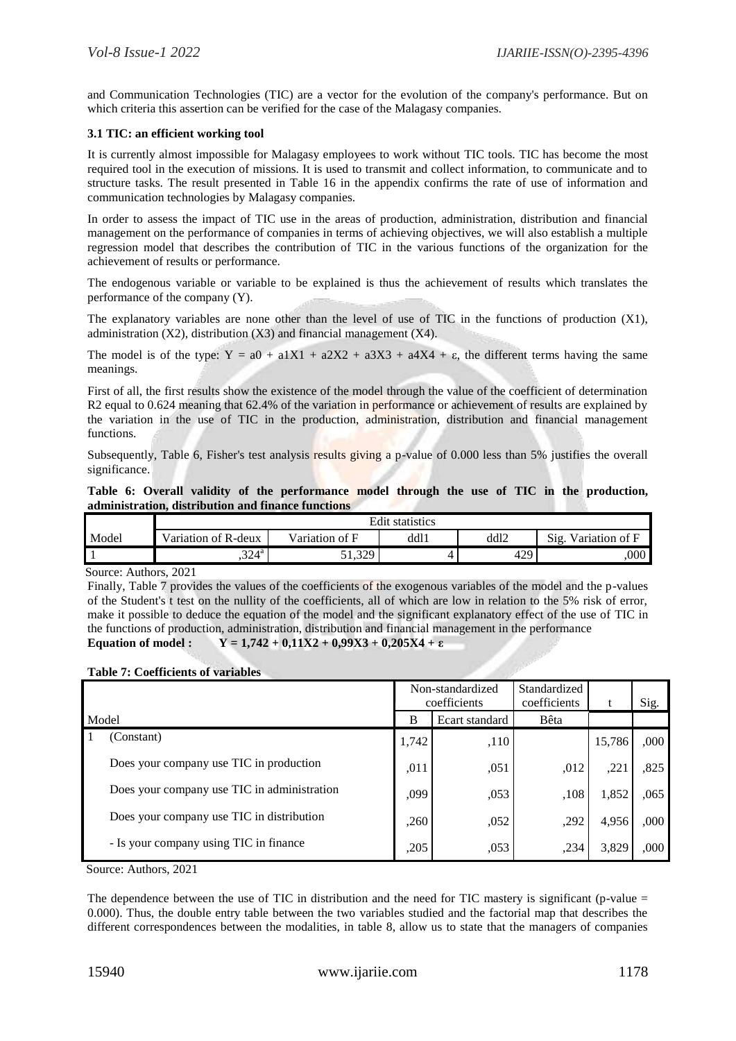and Communication Technologies (TIC) are a vector for the evolution of the company's performance. But on which criteria this assertion can be verified for the case of the Malagasy companies.

### 3.1 TIC: an efficient working tool

It is currently almost impossible for Malagasy employees to work without TIC tools. TIC has become the most required tool in the execution of missions. It is used to transmit and collect information, to communicate and to structure tasks. The result presented in Table 16 in the appendix confirms the rate of use of information and communication technologies by Malagasy companies.

In order to assess the impact of TIC use in the areas of production, administration, distribution and financial management on the performance of companies in terms of achieving objectives, we will also establish a multiple regression model that describes the contribution of TIC in the various functions of the organization for the achievement of results or performance.

The endogenous variable or variable to be explained is thus the achievement of results which translates the performance of the company (Y).

The explanatory variables are none other than the level of use of TIC in the functions of production (X1), administration (X2), distribution (X3) and financial management (X4).

The model is of the type: $Y = a0 + a1X1 + a2X2 + a3X3 + a4X4 + \varepsilon$, the different terms having the same meanings.

First of all, the first results show the existence of the model through the value of the coefficient of determination R2 equal to 0.624 meaning that 62.4% of the variation in performance or achievement of results are explained by the variation in the use of TIC in the production, administration, distribution and financial management functions.

Subsequently, Table 6, Fisher's test analysis results giving a p-value of 0.000 less than 5% justifies the overall significance.

**Table 6: Overall validity of the performance model through the use of TIC in the production, administration, distribution and finance functions**

| Model | Edit statistics | | | | |
|---|---|---|---|---|---|
| | Variation of R-deux | Variation of F | ddl1 | ddl2 | Sig. Variation of F |
| 1 | ,324[a] | 51,329 | 4 | 429 | ,000 |

Source: Authors, 2021

Finally, Table 7 provides the values of the coefficients of the exogenous variables of the model and the p-values of the Student's t test on the nullity of the coefficients, all of which are low in relation to the 5% risk of error, make it possible to deduce the equation of the model and the significant explanatory effect of the use of TIC in the functions of production, administration, distribution and financial management in the performance

**Equation of model :** $Y = 1{,}742 + 0{,}11X2 + 0{,}99X3 + 0{,}205X4 + \varepsilon$

**Table 7: Coefficients of variables**

| Model | | Non-standardized coefficients | | Standardized coefficients | t | Sig. |
|---|---|---|---|---|---|---|
| | | B | Ecart standard | Bêta | | |
| 1 | (Constant) | 1,742 | ,110 | | 15,786 | ,000 |
| | Does your company use TIC in production | ,011 | ,051 | ,012 | ,221 | ,825 |
| | Does your company use TIC in administration | ,099 | ,053 | ,108 | 1,852 | ,065 |
| | Does your company use TIC in distribution | ,260 | ,052 | ,292 | 4,956 | ,000 |
| | - Is your company using TIC in finance | ,205 | ,053 | ,234 | 3,829 | ,000 |

Source: Authors, 2021

The dependence between the use of TIC in distribution and the need for TIC mastery is significant (p-value = 0.000). Thus, the double entry table between the two variables studied and the factorial map that describes the different correspondences between the modalities, in table 8, allow us to state that the managers of companies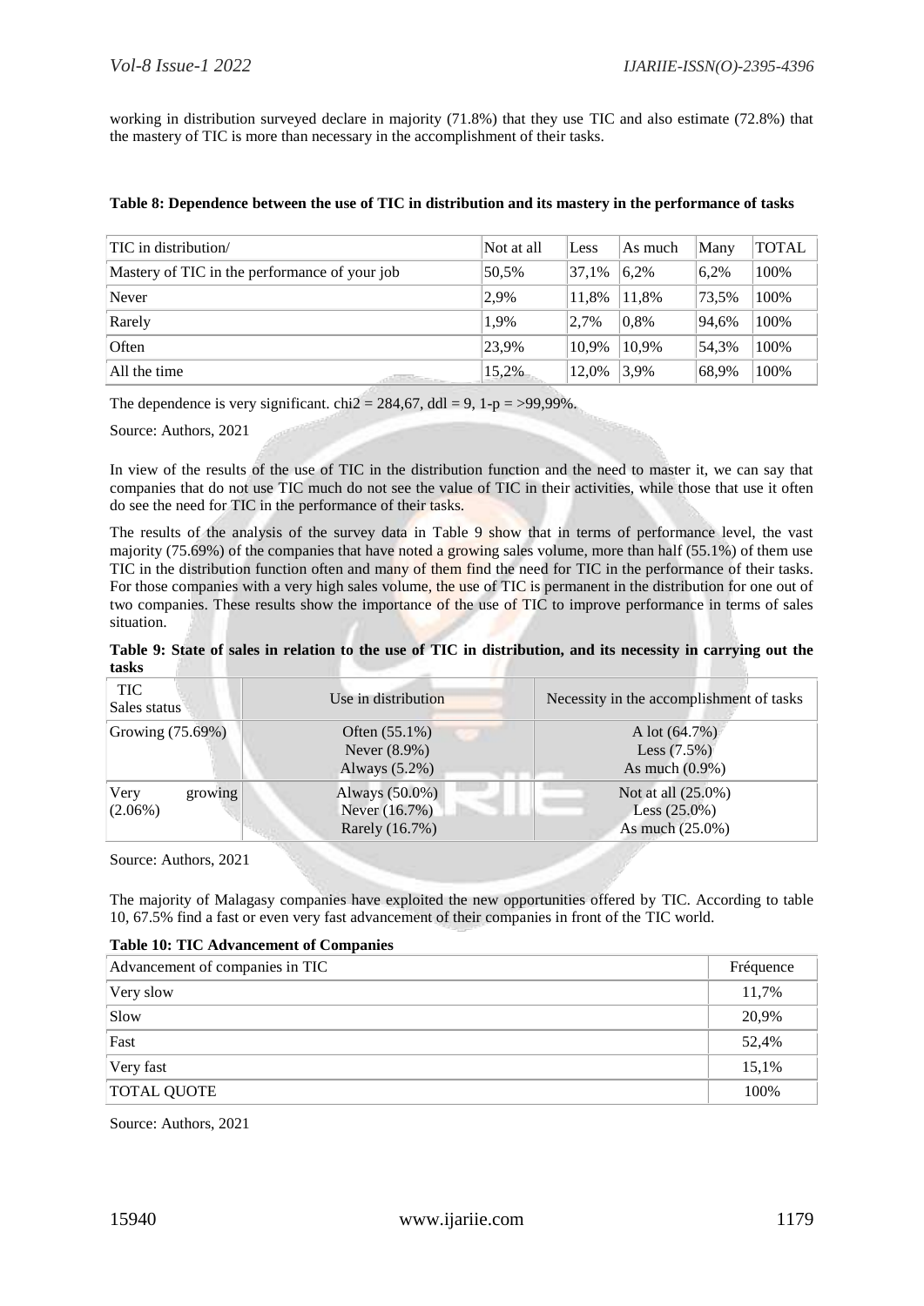working in distribution surveyed declare in majority (71.8%) that they use TIC and also estimate (72.8%) that the mastery of TIC is more than necessary in the accomplishment of their tasks.

**Table 8: Dependence between the use of TIC in distribution and its mastery in the performance of tasks**

| TIC in distribution/<br>Mastery of TIC in the performance of your job | Not at all | Less | As much | Many | TOTAL |
|---|---|---|---|---|---|
| | 50,5% | 37,1% | 6,2% | 6,2% | 100% |
| Never | 2,9% | 11,8% | 11,8% | 73,5% | 100% |
| Rarely | 1,9% | 2,7% | 0,8% | 94,6% | 100% |
| Often | 23,9% | 10,9% | 10,9% | 54,3% | 100% |
| All the time | 15,2% | 12,0% | 3,9% | 68,9% | 100% |

The dependence is very significant. chi2 = 284,67, ddl = 9, 1-p = >99,99%.

Source: Authors, 2021

In view of the results of the use of TIC in the distribution function and the need to master it, we can say that companies that do not use TIC much do not see the value of TIC in their activities, while those that use it often do see the need for TIC in the performance of their tasks.

The results of the analysis of the survey data in Table 9 show that in terms of performance level, the vast majority (75.69%) of the companies that have noted a growing sales volume, more than half (55.1%) of them use TIC in the distribution function often and many of them find the need for TIC in the performance of their tasks. For those companies with a very high sales volume, the use of TIC is permanent in the distribution for one out of two companies. These results show the importance of the use of TIC to improve performance in terms of sales situation.

**Table 9: State of sales in relation to the use of TIC in distribution, and its necessity in carrying out the tasks**

| TIC<br>Sales status | Use in distribution | Necessity in the accomplishment of tasks |
|---|---|---|
| Growing (75.69%) | Often (55.1%)<br>Never (8.9%)<br>Always (5.2%) | A lot (64.7%)<br>Less (7.5%)<br>As much (0.9%) |
| Very growing (2.06%) | Always (50.0%)<br>Never (16.7%)<br>Rarely (16.7%) | Not at all (25.0%)<br>Less (25.0%)<br>As much (25.0%) |

Source: Authors, 2021

The majority of Malagasy companies have exploited the new opportunities offered by TIC. According to table 10, 67.5% find a fast or even very fast advancement of their companies in front of the TIC world.

**Table 10: TIC Advancement of Companies**

| Advancement of companies in TIC | Fréquence |
|---|---|
| Very slow | 11,7% |
| Slow | 20,9% |
| Fast | 52,4% |
| Very fast | 15,1% |
| TOTAL QUOTE | 100% |

Source: Authors, 2021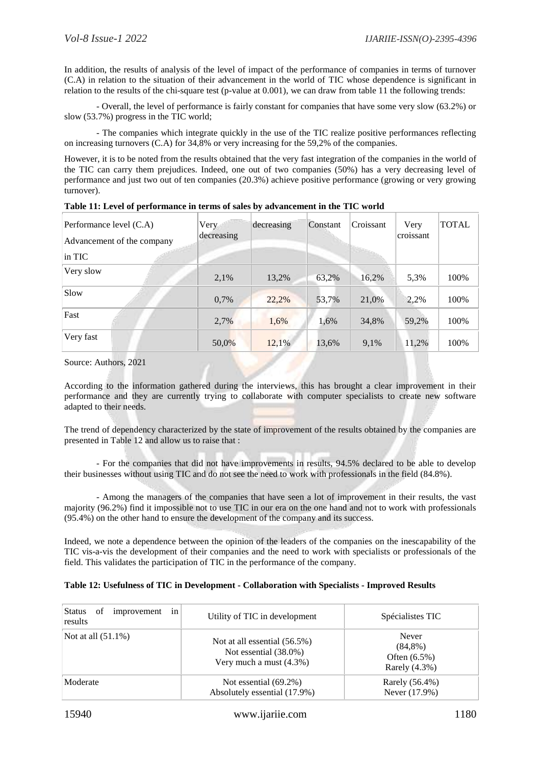In addition, the results of analysis of the level of impact of the performance of companies in terms of turnover (C.A) in relation to the situation of their advancement in the world of TIC whose dependence is significant in relation to the results of the chi-square test (p-value at 0.001), we can draw from table 11 the following trends:

- Overall, the level of performance is fairly constant for companies that have some very slow (63.2%) or slow (53.7%) progress in the TIC world;

- The companies which integrate quickly in the use of the TIC realize positive performances reflecting on increasing turnovers (C.A) for 34,8% or very increasing for the 59,2% of the companies.

However, it is to be noted from the results obtained that the very fast integration of the companies in the world of the TIC can carry them prejudices. Indeed, one out of two companies (50%) has a very decreasing level of performance and just two out of ten companies (20.3%) achieve positive performance (growing or very growing turnover).

**Table 11: Level of performance in terms of sales by advancement in the TIC world**

| Performance level (C.A)<br>Advancement of the company in TIC | Very decreasing | decreasing | Constant | Croissant | Very croissant | TOTAL |
|---|---|---|---|---|---|---|
| Very slow | 2,1% | 13,2% | 63,2% | 16,2% | 5,3% | 100% |
| Slow | 0,7% | 22,2% | 53,7% | 21,0% | 2,2% | 100% |
| Fast | 2,7% | 1,6% | 1,6% | 34,8% | 59,2% | 100% |
| Very fast | 50,0% | 12,1% | 13,6% | 9,1% | 11,2% | 100% |

Source: Authors, 2021

According to the information gathered during the interviews, this has brought a clear improvement in their performance and they are currently trying to collaborate with computer specialists to create new software adapted to their needs.

The trend of dependency characterized by the state of improvement of the results obtained by the companies are presented in Table 12 and allow us to raise that :

- For the companies that did not have improvements in results, 94.5% declared to be able to develop their businesses without using TIC and do not see the need to work with professionals in the field (84.8%).

- Among the managers of the companies that have seen a lot of improvement in their results, the vast majority (96.2%) find it impossible not to use TIC in our era on the one hand and not to work with professionals (95.4%) on the other hand to ensure the development of the company and its success.

Indeed, we note a dependence between the opinion of the leaders of the companies on the inescapability of the TIC vis-a-vis the development of their companies and the need to work with specialists or professionals of the field. This validates the participation of TIC in the performance of the company.

**Table 12: Usefulness of TIC in Development - Collaboration with Specialists - Improved Results**

| Status of improvement in results | Utility of TIC in development | Spécialistes TIC |
|---|---|---|
| Not at all (51.1%) | Not at all essential (56.5%)<br>Not essential (38.0%)<br>Very much a must (4.3%) | Never (84,8%)<br>Often (6.5%)<br>Rarely (4.3%) |
| Moderate | Not essential (69.2%)<br>Absolutely essential (17.9%) | Rarely (56.4%)<br>Never (17.9%) |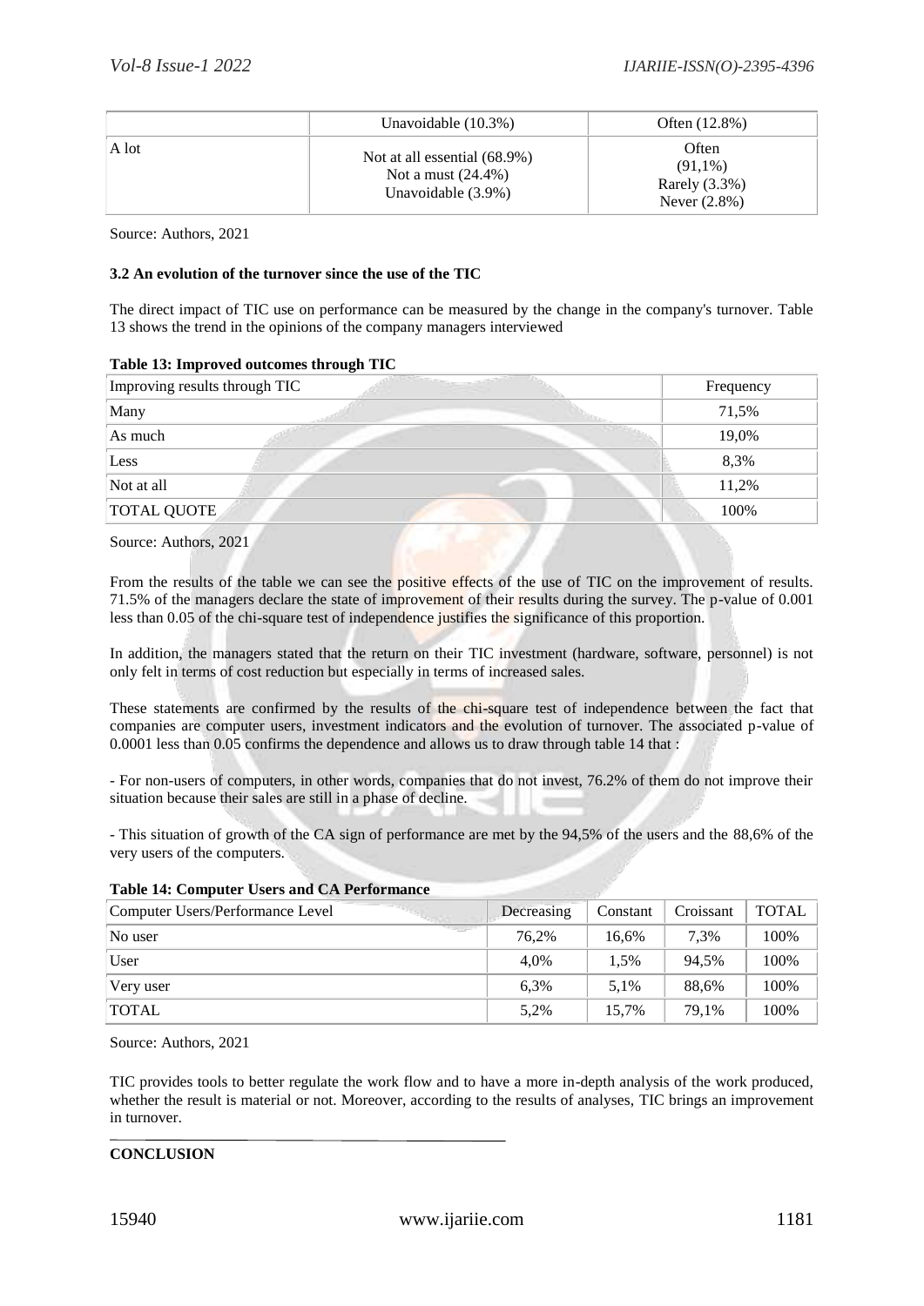|  | Unavoidable (10.3%) | Often (12.8%) |
|---|---|---|
| A lot | Not at all essential (68.9%) Not a must (24.4%) Unavoidable (3.9%) | Often (91,1%) Rarely (3.3%) Never (2.8%) |

Source: Authors, 2021

### 3.2 An evolution of the turnover since the use of the TIC

The direct impact of TIC use on performance can be measured by the change in the company's turnover. Table 13 shows the trend in the opinions of the company managers interviewed

**Table 13: Improved outcomes through TIC**

| Improving results through TIC | Frequency |
|---|---|
| Many | 71,5% |
| As much | 19,0% |
| Less | 8,3% |
| Not at all | 11,2% |
| TOTAL QUOTE | 100% |

Source: Authors, 2021

From the results of the table we can see the positive effects of the use of TIC on the improvement of results. 71.5% of the managers declare the state of improvement of their results during the survey. The p-value of 0.001 less than 0.05 of the chi-square test of independence justifies the significance of this proportion.

In addition, the managers stated that the return on their TIC investment (hardware, software, personnel) is not only felt in terms of cost reduction but especially in terms of increased sales.

These statements are confirmed by the results of the chi-square test of independence between the fact that companies are computer users, investment indicators and the evolution of turnover. The associated p-value of 0.0001 less than 0.05 confirms the dependence and allows us to draw through table 14 that :

- For non-users of computers, in other words, companies that do not invest, 76.2% of them do not improve their situation because their sales are still in a phase of decline.

- This situation of growth of the CA sign of performance are met by the 94,5% of the users and the 88,6% of the very users of the computers.

**Table 14: Computer Users and CA Performance**

| Computer Users/Performance Level | Decreasing | Constant | Croissant | TOTAL |
|---|---|---|---|---|
| No user | 76,2% | 16,6% | 7,3% | 100% |
| User | 4,0% | 1,5% | 94,5% | 100% |
| Very user | 6,3% | 5,1% | 88,6% | 100% |
| TOTAL | 5,2% | 15,7% | 79,1% | 100% |

Source: Authors, 2021

TIC provides tools to better regulate the work flow and to have a more in-depth analysis of the work produced, whether the result is material or not. Moreover, according to the results of analyses, TIC brings an improvement in turnover.

## CONCLUSION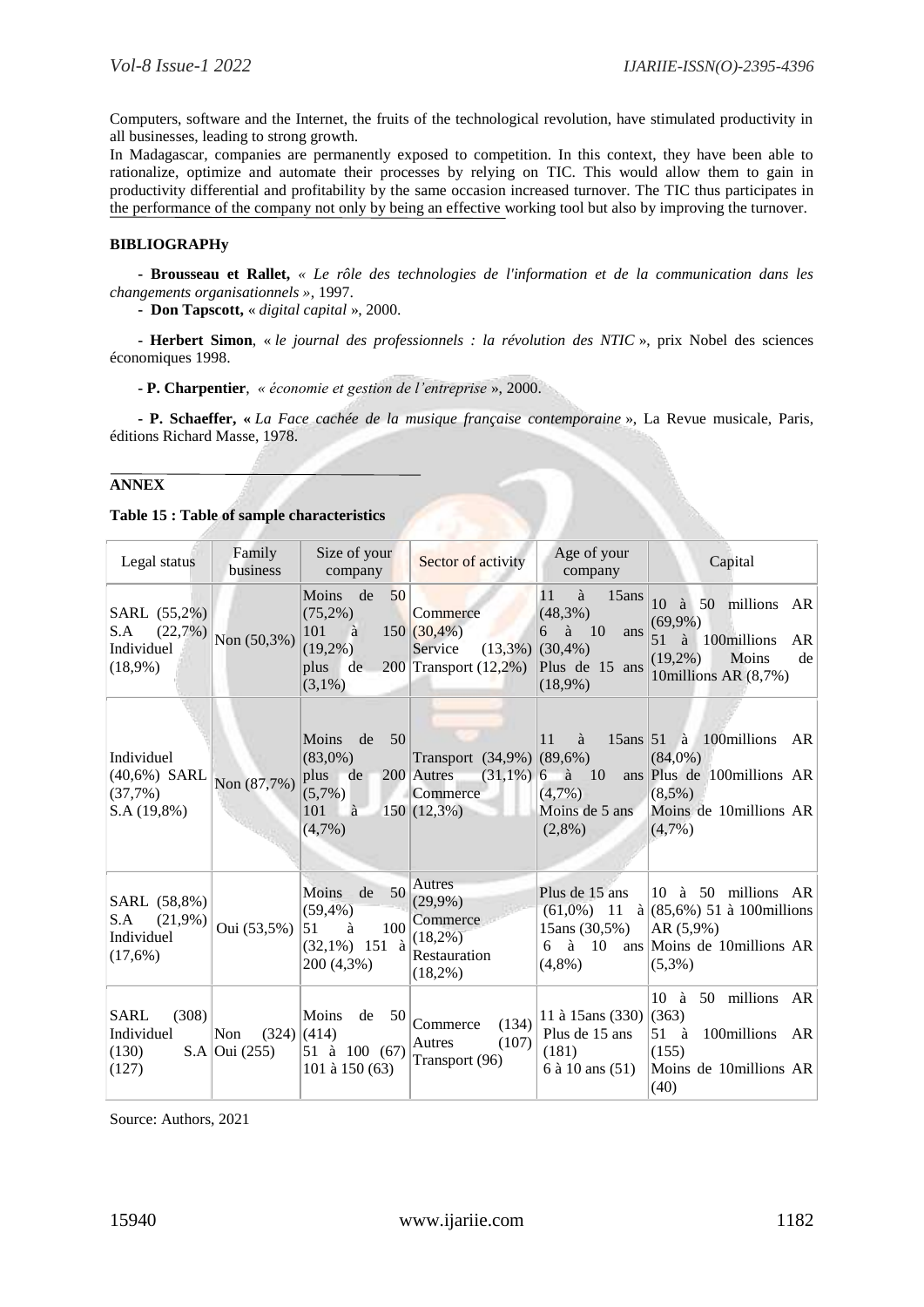Computers, software and the Internet, the fruits of the technological revolution, have stimulated productivity in all businesses, leading to strong growth.

In Madagascar, companies are permanently exposed to competition. In this context, they have been able to rationalize, optimize and automate their processes by relying on TIC. This would allow them to gain in productivity differential and profitability by the same occasion increased turnover. The TIC thus participates in the performance of the company not only by being an effective working tool but also by improving the turnover.

### BIBLIOGRAPHy

- **Brousseau et Rallet,** *« Le rôle des technologies de l'information et de la communication dans les changements organisationnels »*, 1997.
- **Don Tapscott,** « *digital capital* », 2000.
- **Herbert Simon**, « *le journal des professionnels : la révolution des NTIC* », prix Nobel des sciences économiques 1998.
- **P. Charpentier**, *« économie et gestion de l'entreprise »*, 2000.
- **P. Schaeffer, «** *La Face cachée de la musique française contemporaine* », La Revue musicale, Paris, éditions Richard Masse, 1978.

### ANNEX

**Table 15 : Table of sample characteristics**

| Legal status | Family business | Size of your company | Sector of activity | Age of your company | Capital |
|---|---|---|---|---|---|
| SARL (55,2%) S.A (22,7%) Individuel (18,9%) | Non (50,3%) | Moins de 50 (75,2%) 101 à 150 (19,2%) plus de 200 (3,1%) | Commerce (30,4%) Service (13,3%) Transport (12,2%) | 11 à 15ans (48,3%) 6 à 10 ans (30,4%) Plus de 15 ans (18,9%) | 10 à 50 millions AR (69,9%) 51 à 100millions AR (19,2%) Moins de 10millions AR (8,7%) |
| Individuel (40,6%) SARL (37,7%) S.A (19,8%) | Non (87,7%) | Moins de 50 (83,0%) plus de 200 (5,7%) 101 à 150 (4,7%) | Transport (34,9%) Autres (31,1%) Commerce (12,3%) | 11 à 15ans (89,6%) 6 à 10 ans (4,7%) Moins de 5 ans (2,8%) | 51 à 100millions AR (84,0%) Plus de 100millions AR (8,5%) Moins de 10millions AR (4,7%) |
| SARL (58,8%) S.A (21,9%) Individuel (17,6%) | Oui (53,5%) | Moins de 50 (59,4%) 51 à 100 (32,1%) 151 à 200 (4,3%) | Autres (29,9%) Commerce (18,2%) Restauration (18,2%) | Plus de 15 ans (61,0%) 11 à 15ans (30,5%) 6 à 10 ans (4,8%) | 10 à 50 millions AR (85,6%) 51 à 100millions AR (5,9%) Moins de 10millions AR (5,3%) |
| SARL (308) Individuel (130) S.A (127) | Non (324) Oui (255) | Moins de 50 (414) 51 à 100 (67) 101 à 150 (63) | Commerce (134) Autres (107) Transport (96) | 11 à 15ans (330) Plus de 15 ans (181) 6 à 10 ans (51) | 10 à 50 millions AR (363) 51 à 100millions AR (155) Moins de 10millions AR (40) |

Source: Authors, 2021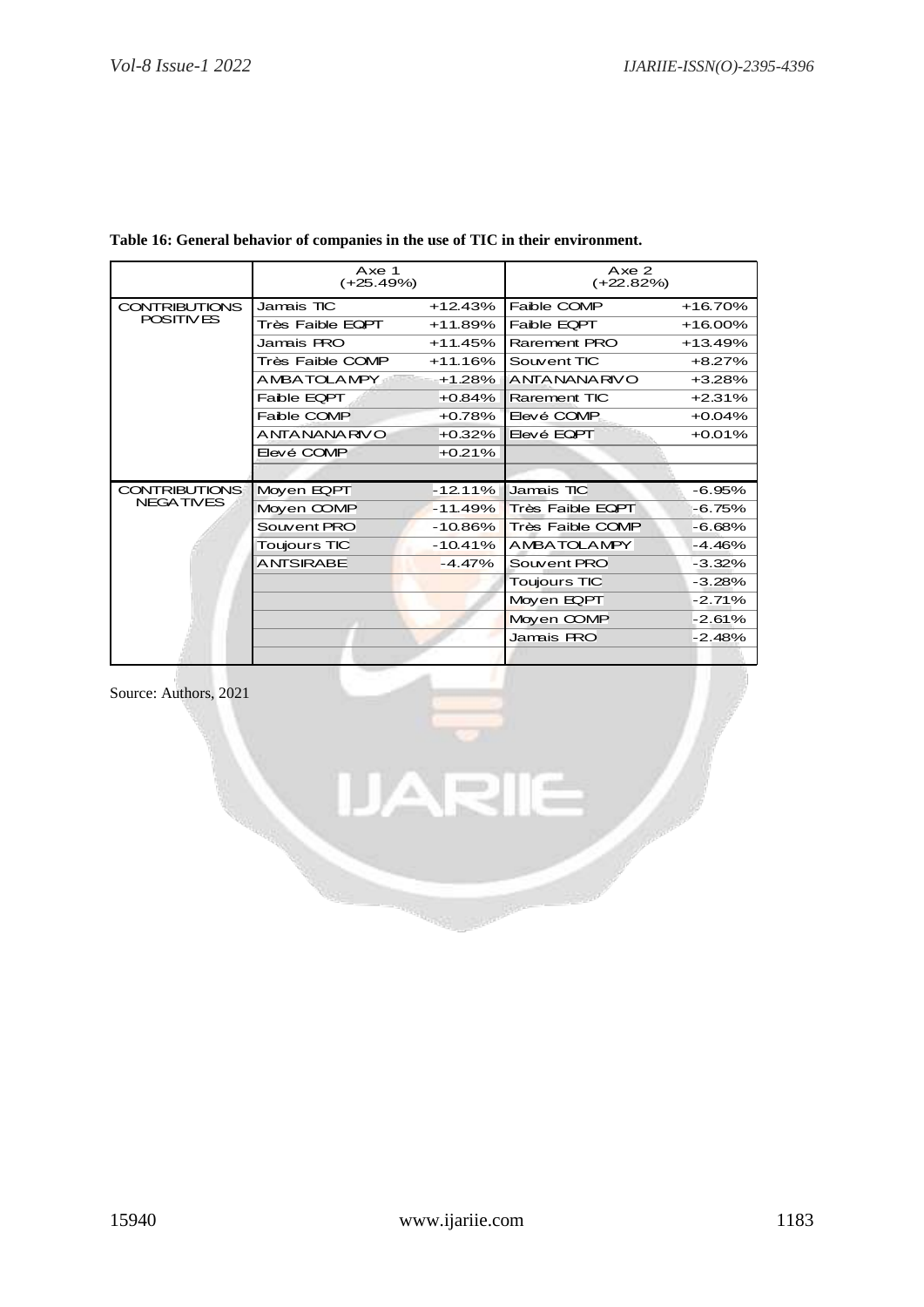**Table 16: General behavior of companies in the use of TIC in their environment.**

| | Axe 1 (+25.49%) | | Axe 2 (+22.82%) | |
|---|---|---|---|---|
| CONTRIBUTIONS POSITIVES | Jamais TIC | +12.43% | Faible COMP | +16.70% |
| | Très Faible EQPT | +11.89% | Faible EQPT | +16.00% |
| | Jamais PRO | +11.45% | Rarement PRO | +13.49% |
| | Très Faible COMP | +11.16% | Souvent TIC | +8.27% |
| | AMBATOLAMPY | +1.28% | ANTANANARIVO | +3.28% |
| | Faible EQPT | +0.84% | Rarement TIC | +2.31% |
| | Faible COMP | +0.78% | Elevé COMP | +0.04% |
| | ANTANANARIVO | +0.32% | Elevé EQPT | +0.01% |
| | Elevé COMP | +0.21% | | |
| | | | | |
| CONTRIBUTIONS NEGATIVES | Moyen EQPT | -12.11% | Jamais TIC | -6.95% |
| | Moyen COMP | -11.49% | Très Faible EQPT | -6.75% |
| | Souvent PRO | -10.86% | Très Faible COMP | -6.68% |
| | Toujours TIC | -10.41% | AMBATOLAMPY | -4.46% |
| | ANTSIRABE | -4.47% | Souvent PRO | -3.32% |
| | | | Toujours TIC | -3.28% |
| | | | Moyen EQPT | -2.71% |
| | | | Moyen COMP | -2.61% |
| | | | Jamais PRO | -2.48% |
| | | | | |

Source: Authors, 2021